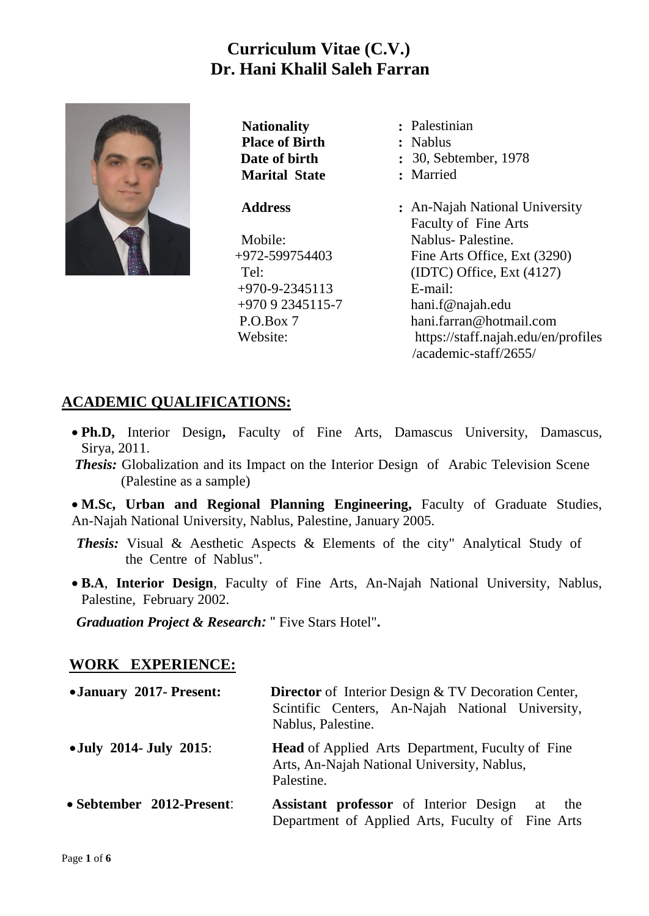# Curriculum Vitae (C.V.)
# Dr. Hani Khalil Saleh Farran

**Nationality** : Palestinian
**Place of Birth** : Nablus
**Date of birth** : 30, Sebtember, 1978
**Marital State** : Married

**Address** : An-Najah National University
Faculty of Fine Arts
Nablus- Palestine.
Fine Arts Office, Ext (3290)
(IDTC) Office, Ext (4127)

Mobile:
+972-599754403
Tel:
+970-9-2345113
+970 9 2345115-7
P.O.Box 7
E-mail:
hani.f@najah.edu
hani.farran@hotmail.com
Website:
https://staff.najah.edu/en/profiles/academic-staff/2655/

## ACADEMIC QUALIFICATIONS:

- **Ph.D,** Interior Design**,** Faculty of Fine Arts, Damascus University, Damascus, Sirya, 2011.

  ***Thesis:*** Globalization and its Impact on the Interior Design of Arabic Television Scene (Palestine as a sample)

- **M.Sc, Urban and Regional Planning Engineering,** Faculty of Graduate Studies, An-Najah National University, Nablus, Palestine, January 2005.

  ***Thesis:*** Visual & Aesthetic Aspects & Elements of the city" Analytical Study of the Centre of Nablus".

- **B.A**, **Interior Design**, Faculty of Fine Arts, An-Najah National University, Nablus, Palestine, February 2002.

  ***Graduation Project & Research:*** **"** Five Stars Hotel"**.**

## WORK EXPERIENCE:

- **January 2017- Present:** **Director** of Interior Design & TV Decoration Center, Scintific Centers, An-Najah National University, Nablus, Palestine.
- **July 2014- July 2015**: **Head** of Applied Arts Department, Fuculty of Fine Arts, An-Najah National University, Nablus, Palestine.
- **Sebtember 2012-Present**: **Assistant professor** of Interior Design at the Department of Applied Arts, Fuculty of Fine Arts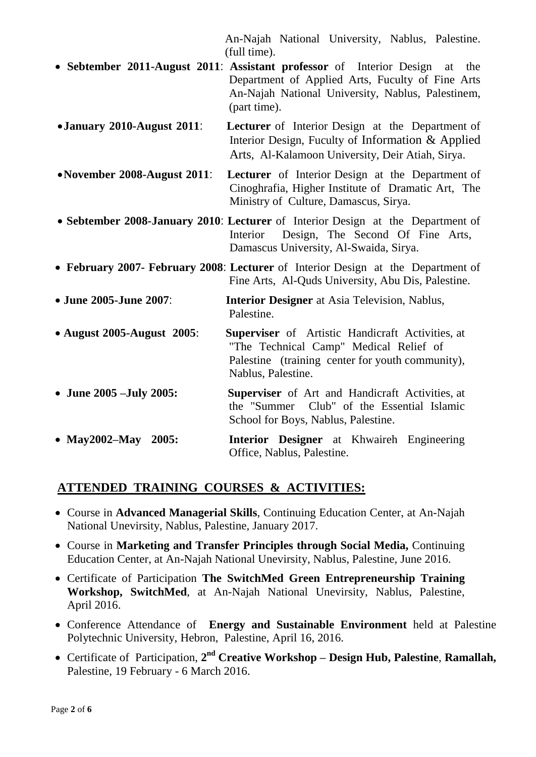An-Najah National University, Nablus, Palestine. (full time).

- **Sebtember 2011-August 2011**: **Assistant professor** of Interior Design at the Department of Applied Arts, Fuculty of Fine Arts An-Najah National University, Nablus, Palestinem, (part time).
- **January 2010-August 2011**: **Lecturer** of Interior Design at the Department of Interior Design, Fuculty of Information & Applied Arts, Al-Kalamoon University, Deir Atiah, Sirya.
- **November 2008-August 2011**: **Lecturer** of Interior Design at the Department of Cinoghrafia, Higher Institute of Dramatic Art, The Ministry of Culture, Damascus, Sirya.
- **Sebtember 2008-January 2010**: **Lecturer** of Interior Design at the Department of Interior Design, The Second Of Fine Arts, Damascus University, Al-Swaida, Sirya.
- **February 2007- February 2008**: **Lecturer** of Interior Design at the Department of Fine Arts, Al-Quds University, Abu Dis, Palestine.
- **June 2005-June 2007**: **Interior Designer** at Asia Television, Nablus, Palestine.
- **August 2005-August 2005**: **Superviser** of Artistic Handicraft Activities, at "The Technical Camp" Medical Relief of Palestine (training center for youth community), Nablus, Palestine.
- **June 2005 –July 2005:** **Superviser** of Art and Handicraft Activities, at the "Summer Club" of the Essential Islamic School for Boys, Nablus, Palestine.
- **May2002–May 2005:** **Interior Designer** at Khwaireh Engineering Office, Nablus, Palestine.

## ATTENDED TRAINING COURSES & ACTIVITIES:

- Course in **Advanced Managerial Skills**, Continuing Education Center, at An-Najah National Unevirsity, Nablus, Palestine, January 2017.
- Course in **Marketing and Transfer Principles through Social Media,** Continuing Education Center, at An-Najah National Unevirsity, Nablus, Palestine, June 2016.
- Certificate of Participation **The SwitchMed Green Entrepreneurship Training Workshop, SwitchMed**, at An-Najah National Unevirsity, Nablus, Palestine, April 2016.
- Conference Attendance of **Energy and Sustainable Environment** held at Palestine Polytechnic University, Hebron, Palestine, April 16, 2016.
- Certificate of Participation, **2nd Creative Workshop – Design Hub, Palestine**, **Ramallah,** Palestine, 19 February - 6 March 2016.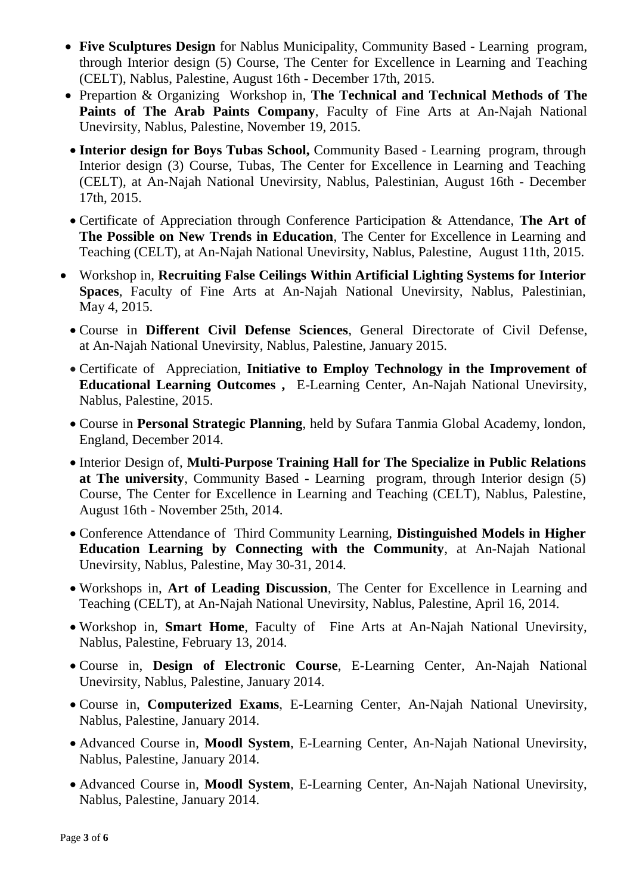- **Five Sculptures Design** for Nablus Municipality, Community Based - Learning program, through Interior design (5) Course, The Center for Excellence in Learning and Teaching (CELT), Nablus, Palestine, August 16th - December 17th, 2015.
- Prepartion & Organizing Workshop in, **The Technical and Technical Methods of The Paints of The Arab Paints Company**, Faculty of Fine Arts at An-Najah National Unevirsity, Nablus, Palestine, November 19, 2015.
- **Interior design for Boys Tubas School,** Community Based - Learning program, through Interior design (3) Course, Tubas, The Center for Excellence in Learning and Teaching (CELT), at An-Najah National Unevirsity, Nablus, Palestinian, August 16th - December 17th, 2015.
- Certificate of Appreciation through Conference Participation & Attendance, **The Art of The Possible on New Trends in Education**, The Center for Excellence in Learning and Teaching (CELT), at An-Najah National Unevirsity, Nablus, Palestine, August 11th, 2015.
- Workshop in, **Recruiting False Ceilings Within Artificial Lighting Systems for Interior Spaces**, Faculty of Fine Arts at An-Najah National Unevirsity, Nablus, Palestinian, May 4, 2015.
- Course in **Different Civil Defense Sciences**, General Directorate of Civil Defense, at An-Najah National Unevirsity, Nablus, Palestine, January 2015.
- Certificate of Appreciation, **Initiative to Employ Technology in the Improvement of Educational Learning Outcomes ,** E-Learning Center, An-Najah National Unevirsity, Nablus, Palestine, 2015.
- Course in **Personal Strategic Planning**, held by Sufara Tanmia Global Academy, london, England, December 2014.
- Interior Design of, **Multi-Purpose Training Hall for The Specialize in Public Relations at The university**, Community Based - Learning program, through Interior design (5) Course, The Center for Excellence in Learning and Teaching (CELT), Nablus, Palestine, August 16th - November 25th, 2014.
- Conference Attendance of Third Community Learning, **Distinguished Models in Higher Education Learning by Connecting with the Community**, at An-Najah National Unevirsity, Nablus, Palestine, May 30-31, 2014.
- Workshops in, **Art of Leading Discussion**, The Center for Excellence in Learning and Teaching (CELT), at An-Najah National Unevirsity, Nablus, Palestine, April 16, 2014.
- Workshop in, **Smart Home**, Faculty of Fine Arts at An-Najah National Unevirsity, Nablus, Palestine, February 13, 2014.
- Course in, **Design of Electronic Course**, E-Learning Center, An-Najah National Unevirsity, Nablus, Palestine, January 2014.
- Course in, **Computerized Exams**, E-Learning Center, An-Najah National Unevirsity, Nablus, Palestine, January 2014.
- Advanced Course in, **Moodl System**, E-Learning Center, An-Najah National Unevirsity, Nablus, Palestine, January 2014.
- Advanced Course in, **Moodl System**, E-Learning Center, An-Najah National Unevirsity, Nablus, Palestine, January 2014.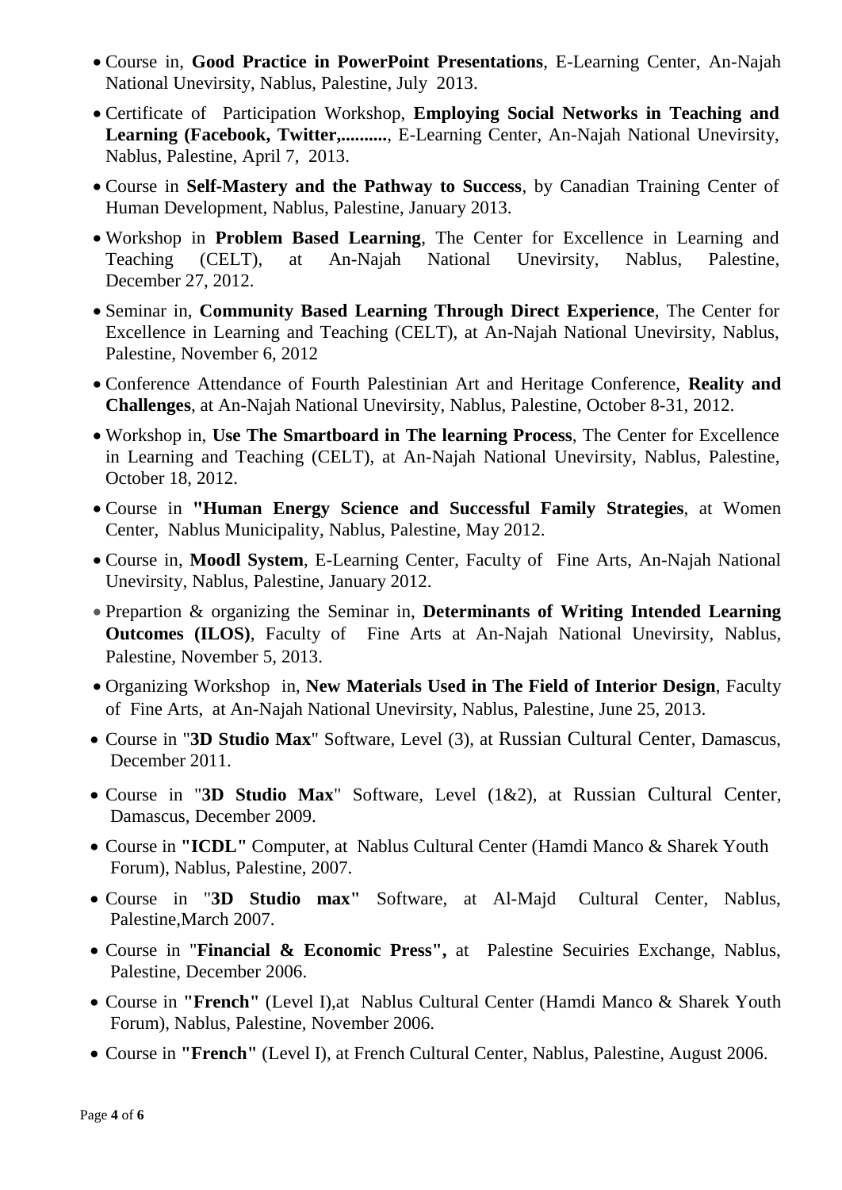- Course in, **Good Practice in PowerPoint Presentations**, E-Learning Center, An-Najah National Unevirsity, Nablus, Palestine, July 2013.
- Certificate of Participation Workshop, **Employing Social Networks in Teaching and Learning (Facebook, Twitter,..........**, E-Learning Center, An-Najah National Unevirsity, Nablus, Palestine, April 7, 2013.
- Course in **Self-Mastery and the Pathway to Success**, by Canadian Training Center of Human Development, Nablus, Palestine, January 2013.
- Workshop in **Problem Based Learning**, The Center for Excellence in Learning and Teaching (CELT), at An-Najah National Unevirsity, Nablus, Palestine, December 27, 2012.
- Seminar in, **Community Based Learning Through Direct Experience**, The Center for Excellence in Learning and Teaching (CELT), at An-Najah National Unevirsity, Nablus, Palestine, November 6, 2012
- Conference Attendance of Fourth Palestinian Art and Heritage Conference, **Reality and Challenges**, at An-Najah National Unevirsity, Nablus, Palestine, October 8-31, 2012.
- Workshop in, **Use The Smartboard in The learning Process**, The Center for Excellence in Learning and Teaching (CELT), at An-Najah National Unevirsity, Nablus, Palestine, October 18, 2012.
- Course in **"Human Energy Science and Successful Family Strategies**, at Women Center, Nablus Municipality, Nablus, Palestine, May 2012.
- Course in, **Moodl System**, E-Learning Center, Faculty of Fine Arts, An-Najah National Unevirsity, Nablus, Palestine, January 2012.
- Prepartion & organizing the Seminar in, **Determinants of Writing Intended Learning Outcomes (ILOS)**, Faculty of Fine Arts at An-Najah National Unevirsity, Nablus, Palestine, November 5, 2013.
- Organizing Workshop in, **New Materials Used in The Field of Interior Design**, Faculty of Fine Arts, at An-Najah National Unevirsity, Nablus, Palestine, June 25, 2013.
- Course in "**3D Studio Max**" Software, Level (3), at Russian Cultural Center, Damascus, December 2011.
- Course in "**3D Studio Max**" Software, Level (1&2), at Russian Cultural Center, Damascus, December 2009.
- Course in **"ICDL"** Computer, at Nablus Cultural Center (Hamdi Manco & Sharek Youth Forum), Nablus, Palestine, 2007.
- Course in "**3D Studio max"** Software, at Al-Majd Cultural Center, Nablus, Palestine,March 2007.
- Course in "**Financial & Economic Press",** at Palestine Secuiries Exchange, Nablus, Palestine, December 2006.
- Course in **"French"** (Level I),at Nablus Cultural Center (Hamdi Manco & Sharek Youth Forum), Nablus, Palestine, November 2006.
- Course in **"French"** (Level I), at French Cultural Center, Nablus, Palestine, August 2006.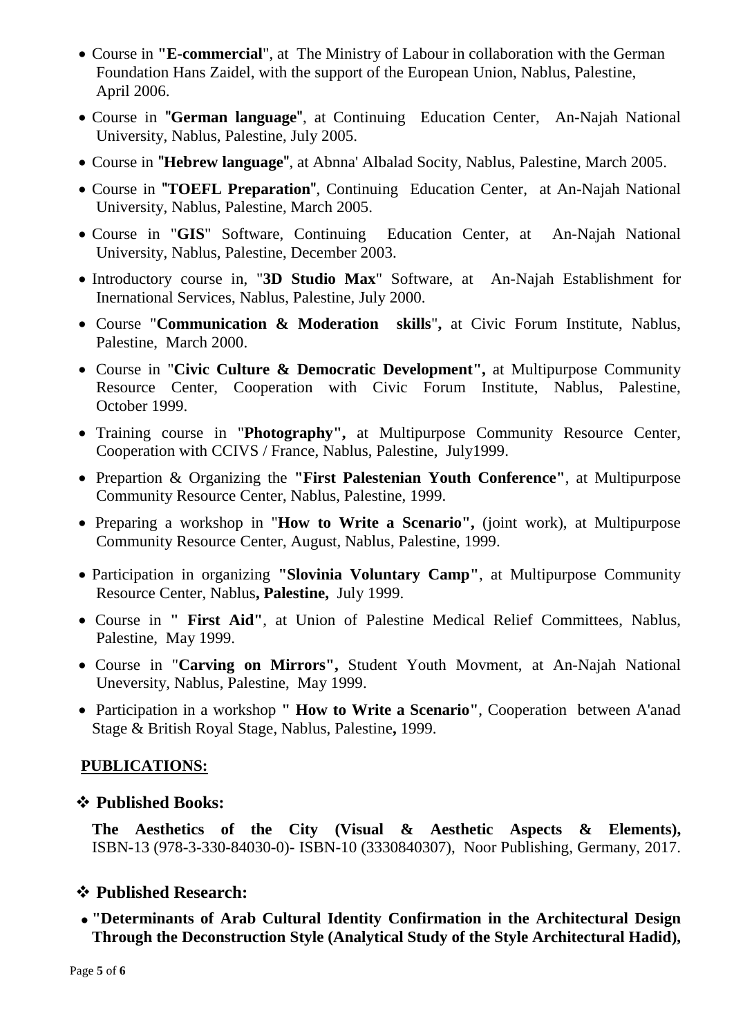- Course in **"E-commercial**", at The Ministry of Labour in collaboration with the German Foundation Hans Zaidel, with the support of the European Union, Nablus, Palestine, April 2006.
- Course in **"German language"**, at Continuing Education Center, An-Najah National University, Nablus, Palestine, July 2005.
- Course in **"Hebrew language"**, at Abnna' Albalad Socity, Nablus, Palestine, March 2005.
- Course in **"TOEFL Preparation"**, Continuing Education Center, at An-Najah National University, Nablus, Palestine, March 2005.
- Course in "**GIS**" Software, Continuing Education Center, at An-Najah National University, Nablus, Palestine, December 2003.
- Introductory course in, "**3D Studio Max**" Software, at An-Najah Establishment for Inernational Services, Nablus, Palestine, July 2000.
- Course "**Communication & Moderation skills**"**,** at Civic Forum Institute, Nablus, Palestine, March 2000.
- Course in "**Civic Culture & Democratic Development",** at Multipurpose Community Resource Center, Cooperation with Civic Forum Institute, Nablus, Palestine, October 1999.
- Training course in "**Photography",** at Multipurpose Community Resource Center, Cooperation with CCIVS / France, Nablus, Palestine, July1999.
- Prepartion & Organizing the **"First Palestenian Youth Conference"**, at Multipurpose Community Resource Center, Nablus, Palestine, 1999.
- Preparing a workshop in "**How to Write a Scenario",** (joint work), at Multipurpose Community Resource Center, August, Nablus, Palestine, 1999.
- Participation in organizing **"Slovinia Voluntary Camp"**, at Multipurpose Community Resource Center, Nablus**, Palestine,** July 1999.
- Course in **" First Aid"**, at Union of Palestine Medical Relief Committees, Nablus, Palestine, May 1999.
- Course in "**Carving on Mirrors",** Student Youth Movment, at An-Najah National Uneversity, Nablus, Palestine, May 1999.
- Participation in a workshop **" How to Write a Scenario"**, Cooperation between A'anad Stage & British Royal Stage, Nablus, Palestine**,** 1999.

## PUBLICATIONS:

### ❖ Published Books:

**The Aesthetics of the City (Visual & Aesthetic Aspects & Elements),** ISBN-13 (978-3-330-84030-0)- ISBN-10 (3330840307), Noor Publishing, Germany, 2017.

### ❖ Published Research:

- **"Determinants of Arab Cultural Identity Confirmation in the Architectural Design Through the Deconstruction Style (Analytical Study of the Style Architectural Hadid),**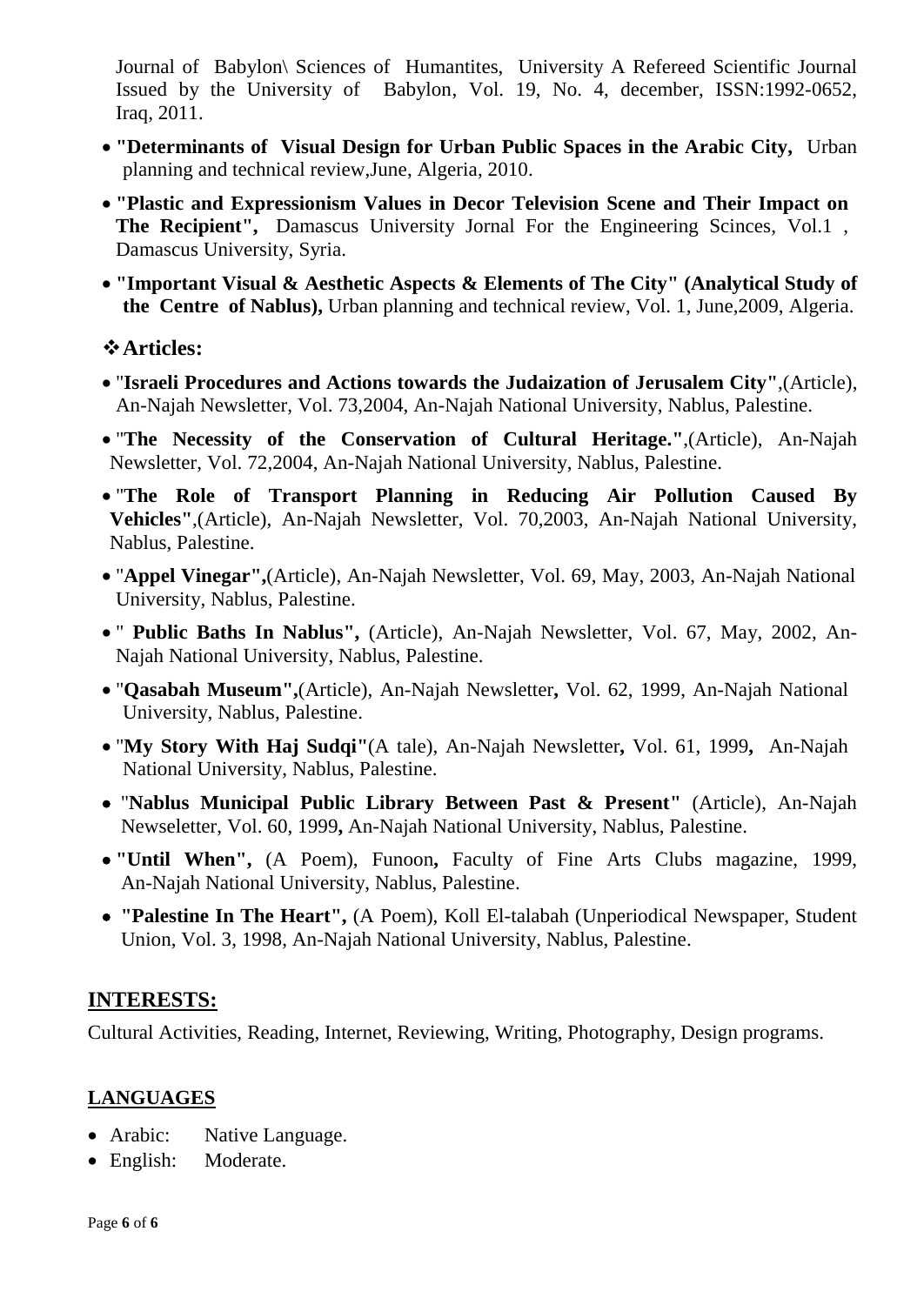Journal of Babylon\ Sciences of Humantites, University A Refereed Scientific Journal Issued by the University of Babylon, Vol. 19, No. 4, december, ISSN:1992-0652, Iraq, 2011.

- **"Determinants of Visual Design for Urban Public Spaces in the Arabic City,** Urban planning and technical review,June, Algeria, 2010.
- **"Plastic and Expressionism Values in Decor Television Scene and Their Impact on The Recipient",** Damascus University Jornal For the Engineering Scinces, Vol.1 , Damascus University, Syria.
- **"Important Visual & Aesthetic Aspects & Elements of The City" (Analytical Study of the Centre of Nablus),** Urban planning and technical review, Vol. 1, June,2009, Algeria.

### ❖ Articles:

- "**Israeli Procedures and Actions towards the Judaization of Jerusalem City"**,(Article), An-Najah Newsletter, Vol. 73,2004, An-Najah National University, Nablus, Palestine.
- "**The Necessity of the Conservation of Cultural Heritage."**,(Article), An-Najah Newsletter, Vol. 72,2004, An-Najah National University, Nablus, Palestine.
- "**The Role of Transport Planning in Reducing Air Pollution Caused By Vehicles"**,(Article), An-Najah Newsletter, Vol. 70,2003, An-Najah National University, Nablus, Palestine.
- "**Appel Vinegar",**(Article), An-Najah Newsletter, Vol. 69, May, 2003, An-Najah National University, Nablus, Palestine.
- " **Public Baths In Nablus",** (Article), An-Najah Newsletter, Vol. 67, May, 2002, An-Najah National University, Nablus, Palestine.
- "**Qasabah Museum",**(Article), An-Najah Newsletter**,** Vol. 62, 1999, An-Najah National University, Nablus, Palestine.
- "**My Story With Haj Sudqi"**(A tale), An-Najah Newsletter**,** Vol. 61, 1999**,** An-Najah National University, Nablus, Palestine.
- "**Nablus Municipal Public Library Between Past & Present"** (Article), An-Najah Newseletter, Vol. 60, 1999**,** An-Najah National University, Nablus, Palestine.
- **"Until When",** (A Poem), Funoon**,** Faculty of Fine Arts Clubs magazine, 1999, An-Najah National University, Nablus, Palestine.
- **"Palestine In The Heart",** (A Poem), Koll El-talabah (Unperiodical Newspaper, Student Union, Vol. 3, 1998, An-Najah National University, Nablus, Palestine.

## INTERESTS:

Cultural Activities, Reading, Internet, Reviewing, Writing, Photography, Design programs.

## LANGUAGES

- Arabic: Native Language.
- English: Moderate.